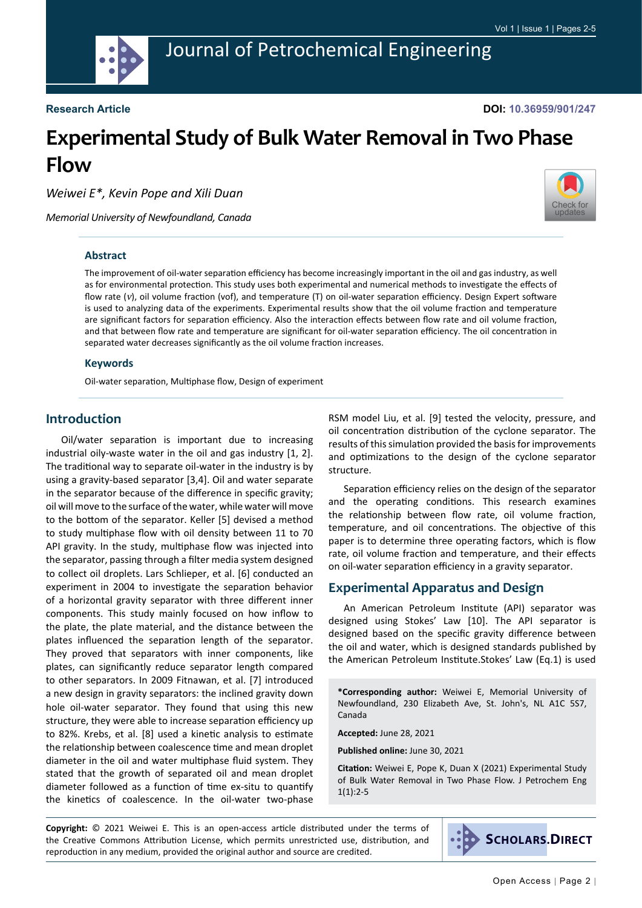Research Article

DOI: 10.36959/901/247

# Experimental Study of Bulk Water Removal in Two Phase Flow

*Weiwei E\*, Kevin Pope and Xili Duan*

*Memorial University of Newfoundland, Canada*

## Abstract

The improvement of oil-water separation efficiency has become increasingly important in the oil and gas industry, as well as for environmental protection. This study uses both experimental and numerical methods to investigate the effects of flow rate (*v*), oil volume fraction (vof), and temperature (T) on oil-water separation efficiency. Design Expert software is used to analyzing data of the experiments. Experimental results show that the oil volume fraction and temperature are significant factors for separation efficiency. Also the interaction effects between flow rate and oil volume fraction, and that between flow rate and temperature are significant for oil-water separation efficiency. The oil concentration in separated water decreases significantly as the oil volume fraction increases.

## Keywords

Oil-water separation, Multiphase flow, Design of experiment

## Introduction

Oil/water separation is important due to increasing industrial oily-waste water in the oil and gas industry [1, 2]. The traditional way to separate oil-water in the industry is by using a gravity-based separator [3,4]. Oil and water separate in the separator because of the difference in specific gravity; oil will move to the surface of the water, while water will move to the bottom of the separator. Keller [5] devised a method to study multiphase flow with oil density between 11 to 70 API gravity. In the study, multiphase flow was injected into the separator, passing through a filter media system designed to collect oil droplets. Lars Schlieper, et al. [6] conducted an experiment in 2004 to investigate the separation behavior of a horizontal gravity separator with three different inner components. This study mainly focused on how inflow to the plate, the plate material, and the distance between the plates influenced the separation length of the separator. They proved that separators with inner components, like plates, can significantly reduce separator length compared to other separators. In 2009 Fitnawan, et al. [7] introduced a new design in gravity separators: the inclined gravity down hole oil-water separator. They found that using this new structure, they were able to increase separation efficiency up to 82%. Krebs, et al. [8] used a kinetic analysis to estimate the relationship between coalescence time and mean droplet diameter in the oil and water multiphase fluid system. They stated that the growth of separated oil and mean droplet diameter followed as a function of time ex-situ to quantify the kinetics of coalescence. In the oil-water two-phase RSM model Liu, et al. [9] tested the velocity, pressure, and oil concentration distribution of the cyclone separator. The results of this simulation provided the basis for improvements and optimizations to the design of the cyclone separator structure.

Separation efficiency relies on the design of the separator and the operating conditions. This research examines the relationship between flow rate, oil volume fraction, temperature, and oil concentrations. The objective of this paper is to determine three operating factors, which is flow rate, oil volume fraction and temperature, and their effects on oil-water separation efficiency in a gravity separator.

## Experimental Apparatus and Design

An American Petroleum Institute (API) separator was designed using Stokes' Law [10]. The API separator is designed based on the specific gravity difference between the oil and water, which is designed standards published by the American Petroleum Institute.Stokes' Law (Eq.1) is used

**\*Corresponding author:** Weiwei E, Memorial University of Newfoundland, 230 Elizabeth Ave, St. John's, NL A1C 5S7, Canada

**Accepted:** June 28, 2021

**Published online:** June 30, 2021

**Citation:** Weiwei E, Pope K, Duan X (2021) Experimental Study of Bulk Water Removal in Two Phase Flow. J Petrochem Eng 1(1):2-5

**Copyright:** © 2021 Weiwei E. This is an open-access article distributed under the terms of the Creative Commons Attribution License, which permits unrestricted use, distribution, and reproduction in any medium, provided the original author and source are credited.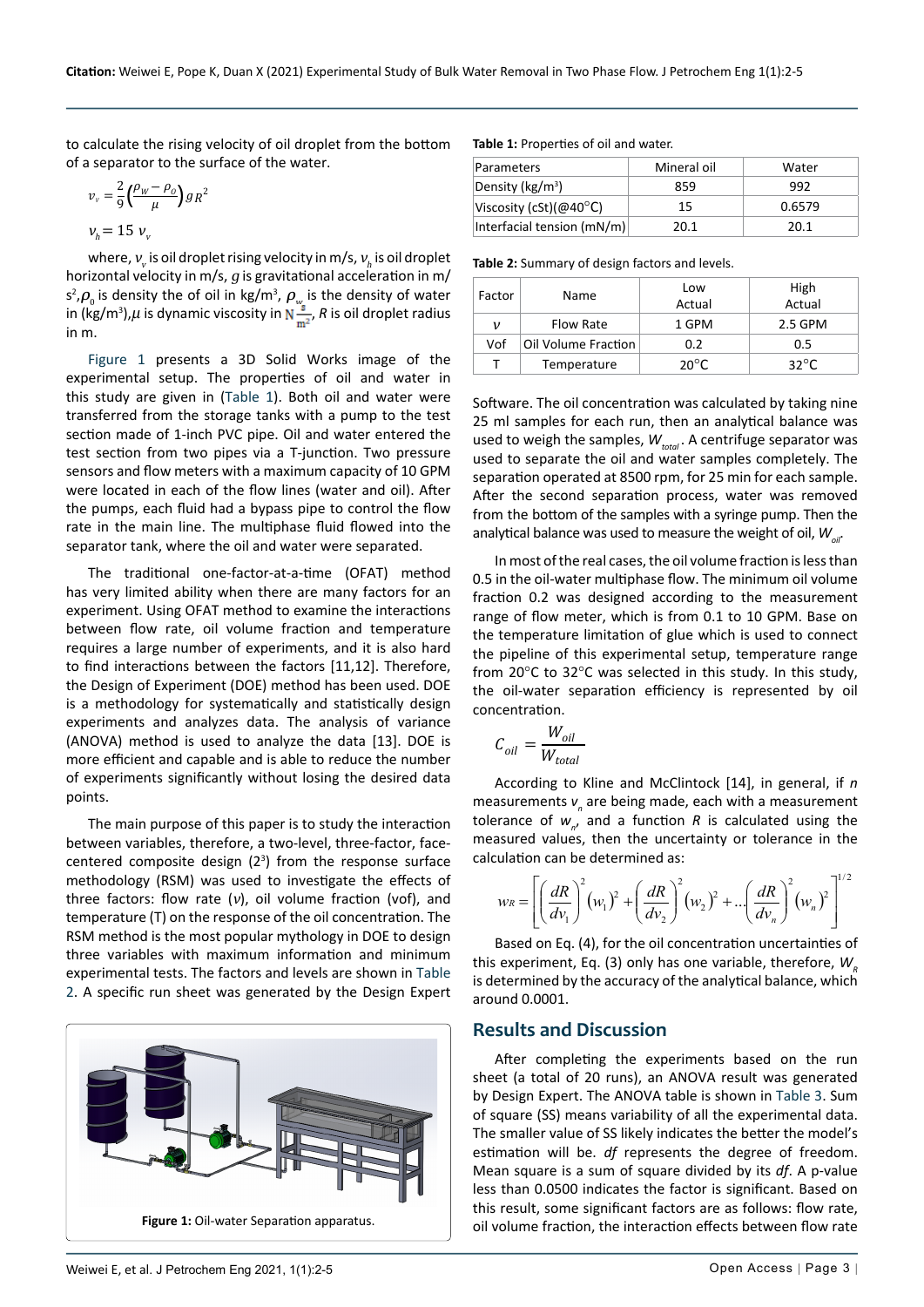to calculate the rising velocity of oil droplet from the bottom of a separator to the surface of the water.

$$v_v = \frac{2}{9}\left(\frac{\rho_w - \rho_o}{\mu}\right) g R^2$$

$$v_h = 15\ v_v$$

where, $v_v$ is oil droplet rising velocity in m/s, $v_h$ is oil droplet horizontal velocity in m/s, $g$ is gravitational acceleration in m/s$^2$, $\rho_0$ is density the of oil in kg/m$^3$, $\rho_w$ is the density of water in (kg/m$^3$), $\mu$ is dynamic viscosity in $\mathrm{N}\frac{\mathrm{s}}{\mathrm{m}^2}$, $R$ is oil droplet radius in m.

Figure 1 presents a 3D Solid Works image of the experimental setup. The properties of oil and water in this study are given in (Table 1). Both oil and water were transferred from the storage tanks with a pump to the test section made of 1-inch PVC pipe. Oil and water entered the test section from two pipes via a T-junction. Two pressure sensors and flow meters with a maximum capacity of 10 GPM were located in each of the flow lines (water and oil). After the pumps, each fluid had a bypass pipe to control the flow rate in the main line. The multiphase fluid flowed into the separator tank, where the oil and water were separated.

The traditional one-factor-at-a-time (OFAT) method has very limited ability when there are many factors for an experiment. Using OFAT method to examine the interactions between flow rate, oil volume fraction and temperature requires a large number of experiments, and it is also hard to find interactions between the factors [11,12]. Therefore, the Design of Experiment (DOE) method has been used. DOE is a methodology for systematically and statistically design experiments and analyzes data. The analysis of variance (ANOVA) method is used to analyze the data [13]. DOE is more efficient and capable and is able to reduce the number of experiments significantly without losing the desired data points.

The main purpose of this paper is to study the interaction between variables, therefore, a two-level, three-factor, face-centered composite design ($2^3$) from the response surface methodology (RSM) was used to investigate the effects of three factors: flow rate ($v$), oil volume fraction (vof), and temperature (T) on the response of the oil concentration. The RSM method is the most popular mythology in DOE to design three variables with maximum information and minimum experimental tests. The factors and levels are shown in Table 2. A specific run sheet was generated by the Design Expert

Figure 1: Oil-water Separation apparatus.

**Table 1:** Properties of oil and water.

| Parameters | Mineral oil | Water |
|---|---|---|
| Density (kg/m$^3$) | 859 | 992 |
| Viscosity (cSt)(@40°C) | 15 | 0.6579 |
| Interfacial tension (mN/m) | 20.1 | 20.1 |

**Table 2:** Summary of design factors and levels.

| Factor | Name | Low Actual | High Actual |
|---|---|---|---|
| $v$ | Flow Rate | 1 GPM | 2.5 GPM |
| Vof | Oil Volume Fraction | 0.2 | 0.5 |
| T | Temperature | 20°C | 32°C |

Software. The oil concentration was calculated by taking nine 25 ml samples for each run, then an analytical balance was used to weigh the samples, $W_{total}$. A centrifuge separator was used to separate the oil and water samples completely. The separation operated at 8500 rpm, for 25 min for each sample. After the second separation process, water was removed from the bottom of the samples with a syringe pump. Then the analytical balance was used to measure the weight of oil, $W_{oil}$.

In most of the real cases, the oil volume fraction is less than 0.5 in the oil-water multiphase flow. The minimum oil volume fraction 0.2 was designed according to the measurement range of flow meter, which is from 0.1 to 10 GPM. Base on the temperature limitation of glue which is used to connect the pipeline of this experimental setup, temperature range from 20°C to 32°C was selected in this study. In this study, the oil-water separation efficiency is represented by oil concentration.

$$C_{oil} = \frac{W_{oil}}{W_{total}}$$

According to Kline and McClintock [14], in general, if $n$ measurements $v_n$ are being made, each with a measurement tolerance of $w_n$, and a function $R$ is calculated using the measured values, then the uncertainty or tolerance in the calculation can be determined as:

$$w_R = \left[\left(\frac{dR}{dv_1}\right)^2 (w_1)^2 + \left(\frac{dR}{dv_2}\right)^2 (w_2)^2 + \ldots \left(\frac{dR}{dv_n}\right)^2 (w_n)^2\right]^{1/2}$$

Based on Eq. (4), for the oil concentration uncertainties of this experiment, Eq. (3) only has one variable, therefore, $W_R$ is determined by the accuracy of the analytical balance, which is around 0.0001.

## Results and Discussion

After completing the experiments based on the run sheet (a total of 20 runs), an ANOVA result was generated by Design Expert. The ANOVA table is shown in Table 3. Sum of square (SS) means variability of all the experimental data. The smaller value of SS likely indicates the better the model's estimation will be. *df* represents the degree of freedom. Mean square is a sum of square divided by its *df*. A p-value less than 0.0500 indicates the factor is significant. Based on this result, some significant factors are as follows: flow rate, oil volume fraction, the interaction effects between flow rate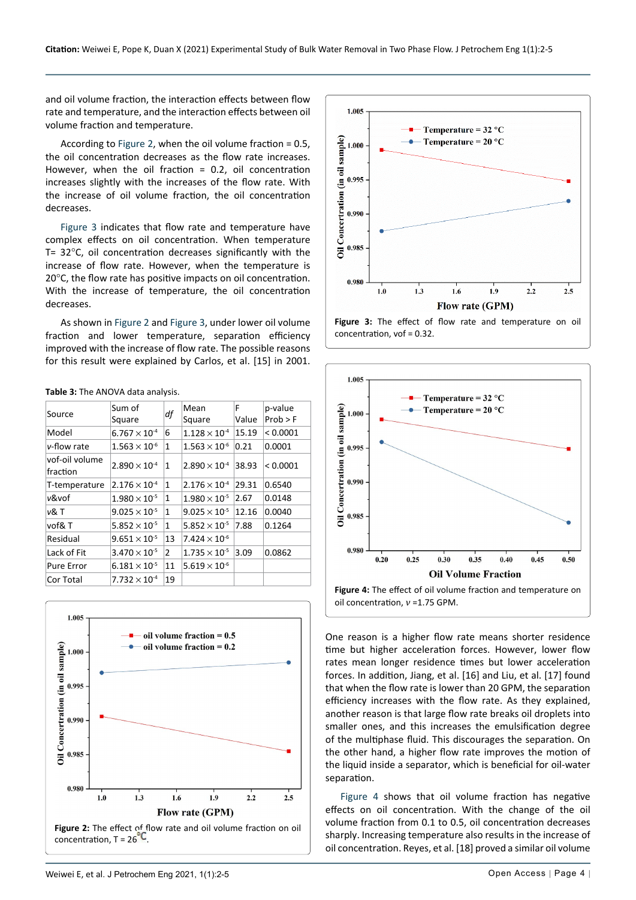and oil volume fraction, the interaction effects between flow rate and temperature, and the interaction effects between oil volume fraction and temperature.

According to Figure 2, when the oil volume fraction = 0.5, the oil concentration decreases as the flow rate increases. However, when the oil fraction = 0.2, oil concentration increases slightly with the increases of the flow rate. With the increase of oil volume fraction, the oil concentration decreases.

Figure 3 indicates that flow rate and temperature have complex effects on oil concentration. When temperature T= 32°C, oil concentration decreases significantly with the increase of flow rate. However, when the temperature is 20°C, the flow rate has positive impacts on oil concentration. With the increase of temperature, the oil concentration decreases.

As shown in Figure 2 and Figure 3, under lower oil volume fraction and lower temperature, separation efficiency improved with the increase of flow rate. The possible reasons for this result were explained by Carlos, et al. [15] in 2001.

**Table 3:** The ANOVA data analysis.

| Source | Sum of Square | df | Mean Square | F Value | p-value Prob > F |
|---|---|---|---|---|---|
| Model | $6.767 \times 10^{-4}$ | 6 | $1.128 \times 10^{-4}$ | 15.19 | < 0.0001 |
| v-flow rate | $1.563 \times 10^{-6}$ | 1 | $1.563 \times 10^{-6}$ | 0.21 | 0.0001 |
| vof-oil volume fraction | $2.890 \times 10^{-4}$ | 1 | $2.890 \times 10^{-4}$ | 38.93 | < 0.0001 |
| T-temperature | $2.176 \times 10^{-4}$ | 1 | $2.176 \times 10^{-4}$ | 29.31 | 0.6540 |
| v&vof | $1.980 \times 10^{-5}$ | 1 | $1.980 \times 10^{-5}$ | 2.67 | 0.0148 |
| v& T | $9.025 \times 10^{-5}$ | 1 | $9.025 \times 10^{-5}$ | 12.16 | 0.0040 |
| vof& T | $5.852 \times 10^{-5}$ | 1 | $5.852 \times 10^{-5}$ | 7.88 | 0.1264 |
| Residual | $9.651 \times 10^{-5}$ | 13 | $7.424 \times 10^{-6}$ | | |
| Lack of Fit | $3.470 \times 10^{-5}$ | 2 | $1.735 \times 10^{-5}$ | 3.09 | 0.0862 |
| Pure Error | $6.181 \times 10^{-5}$ | 11 | $5.619 \times 10^{-6}$ | | |
| Cor Total | $7.732 \times 10^{-4}$ | 19 | | | |

**Figure 2:** The effect of flow rate and oil volume fraction on oil concentration, T = 26°C.

**Figure 3:** The effect of flow rate and temperature on oil concentration, vof = 0.32.

**Figure 4:** The effect of oil volume fraction and temperature on oil concentration, v =1.75 GPM.

One reason is a higher flow rate means shorter residence time but higher acceleration forces. However, lower flow rates mean longer residence times but lower acceleration forces. In addition, Jiang, et al. [16] and Liu, et al. [17] found that when the flow rate is lower than 20 GPM, the separation efficiency increases with the flow rate. As they explained, another reason is that large flow rate breaks oil droplets into smaller ones, and this increases the emulsification degree of the multiphase fluid. This discourages the separation. On the other hand, a higher flow rate improves the motion of the liquid inside a separator, which is beneficial for oil-water separation.

Figure 4 shows that oil volume fraction has negative effects on oil concentration. With the change of the oil volume fraction from 0.1 to 0.5, oil concentration decreases sharply. Increasing temperature also results in the increase of oil concentration. Reyes, et al. [18] proved a similar oil volume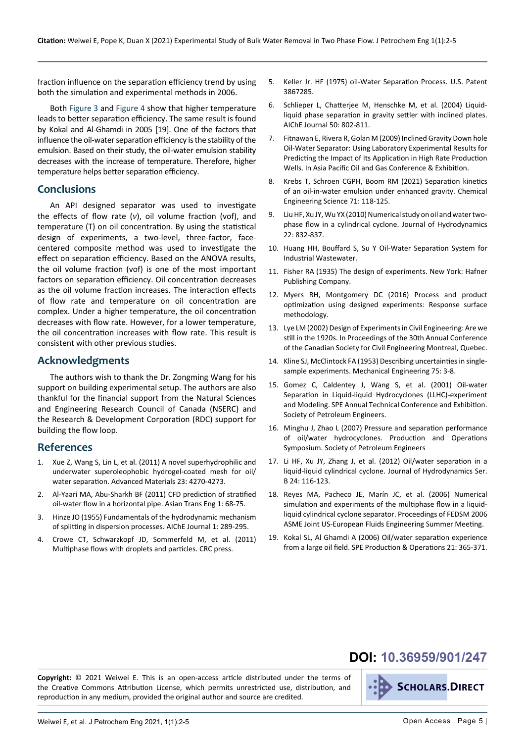fraction influence on the separation efficiency trend by using both the simulation and experimental methods in 2006.

Both Figure 3 and Figure 4 show that higher temperature leads to better separation efficiency. The same result is found by Kokal and Al-Ghamdi in 2005 [19]. One of the factors that influence the oil-water separation efficiency is the stability of the emulsion. Based on their study, the oil-water emulsion stability decreases with the increase of temperature. Therefore, higher temperature helps better separation efficiency.

## Conclusions

An API designed separator was used to investigate the effects of flow rate ($v$), oil volume fraction (vof), and temperature (T) on oil concentration. By using the statistical design of experiments, a two-level, three-factor, face-centered composite method was used to investigate the effect on separation efficiency. Based on the ANOVA results, the oil volume fraction (vof) is one of the most important factors on separation efficiency. Oil concentration decreases as the oil volume fraction increases. The interaction effects of flow rate and temperature on oil concentration are complex. Under a higher temperature, the oil concentration decreases with flow rate. However, for a lower temperature, the oil concentration increases with flow rate. This result is consistent with other previous studies.

## Acknowledgments

The authors wish to thank the Dr. Zongming Wang for his support on building experimental setup. The authors are also thankful for the financial support from the Natural Sciences and Engineering Research Council of Canada (NSERC) and the Research & Development Corporation (RDC) support for building the flow loop.

## References

1. Xue Z, Wang S, Lin L, et al. (2011) A novel superhydrophilic and underwater superoleophobic hydrogel-coated mesh for oil/water separation. Advanced Materials 23: 4270-4273.
2. Al-Yaari MA, Abu-Sharkh BF (2011) CFD prediction of stratified oil-water flow in a horizontal pipe. Asian Trans Eng 1: 68-75.
3. Hinze JO (1955) Fundamentals of the hydrodynamic mechanism of splitting in dispersion processes. AIChE Journal 1: 289-295.
4. Crowe CT, Schwarzkopf JD, Sommerfeld M, et al. (2011) Multiphase flows with droplets and particles. CRC press.
5. Keller Jr. HF (1975) oil-Water Separation Process. U.S. Patent 3867285.
6. Schlieper L, Chatterjee M, Henschke M, et al. (2004) Liquid-liquid phase separation in gravity settler with inclined plates. AIChE Journal 50: 802-811.
7. Fitnawan E, Rivera R, Golan M (2009) Inclined Gravity Down hole Oil-Water Separator: Using Laboratory Experimental Results for Predicting the Impact of Its Application in High Rate Production Wells. In Asia Pacific Oil and Gas Conference & Exhibition.
8. Krebs T, Schroen CGPH, Boom RM (2021) Separation kinetics of an oil-in-water emulsion under enhanced gravity. Chemical Engineering Science 71: 118-125.
9. Liu HF, Xu JY, Wu YX (2010) Numerical study on oil and water two-phase flow in a cylindrical cyclone. Journal of Hydrodynamics 22: 832-837.
10. Huang HH, Bouffard S, Su Y Oil-Water Separation System for Industrial Wastewater.
11. Fisher RA (1935) The design of experiments. New York: Hafner Publishing Company.
12. Myers RH, Montgomery DC (2016) Process and product optimization using designed experiments: Response surface methodology.
13. Lye LM (2002) Design of Experiments in Civil Engineering: Are we still in the 1920s. In Proceedings of the 30th Annual Conference of the Canadian Society for Civil Engineering Montreal, Quebec.
14. Kline SJ, McClintock FA (1953) Describing uncertainties in single-sample experiments. Mechanical Engineering 75: 3-8.
15. Gomez C, Caldentey J, Wang S, et al. (2001) Oil-water Separation in Liquid-liquid Hydrocyclones (LLHC)-experiment and Modeling. SPE Annual Technical Conference and Exhibition. Society of Petroleum Engineers.
16. Minghu J, Zhao L (2007) Pressure and separation performance of oil/water hydrocyclones. Production and Operations Symposium. Society of Petroleum Engineers
17. Li HF, Xu JY, Zhang J, et al. (2012) Oil/water separation in a liquid-liquid cylindrical cyclone. Journal of Hydrodynamics Ser. B 24: 116-123.
18. Reyes MA, Pacheco JE, Marín JC, et al. (2006) Numerical simulation and experiments of the multiphase flow in a liquid-liquid cylindrical cyclone separator. Proceedings of FEDSM 2006 ASME Joint US-European Fluids Engineering Summer Meeting.
19. Kokal SL, Al Ghamdi A (2006) Oil/water separation experience from a large oil field. SPE Production & Operations 21: 365-371.

**DOI: 10.36959/901/247**

**Copyright:** © 2021 Weiwei E. This is an open-access article distributed under the terms of the Creative Commons Attribution License, which permits unrestricted use, distribution, and reproduction in any medium, provided the original author and source are credited.